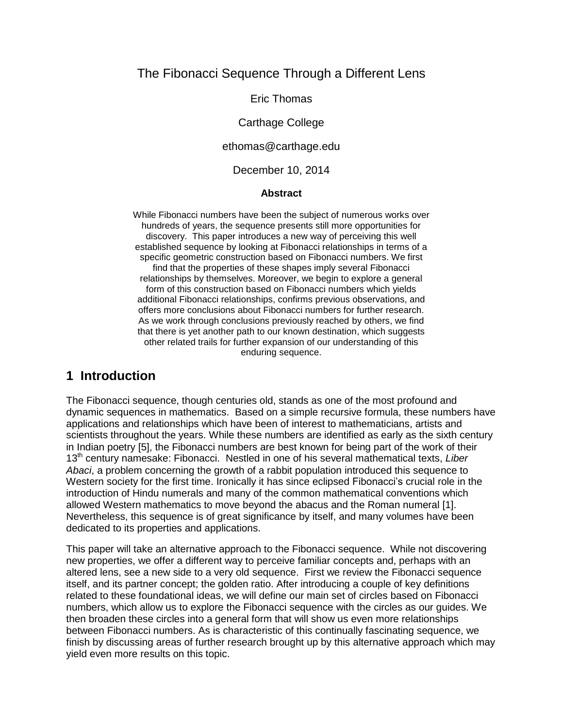# The Fibonacci Sequence Through a Different Lens

Eric Thomas

Carthage College

ethomas@carthage.edu

December 10, 2014

**Abstract**

While Fibonacci numbers have been the subject of numerous works over hundreds of years, the sequence presents still more opportunities for discovery. This paper introduces a new way of perceiving this well established sequence by looking at Fibonacci relationships in terms of a specific geometric construction based on Fibonacci numbers. We first find that the properties of these shapes imply several Fibonacci relationships by themselves. Moreover, we begin to explore a general form of this construction based on Fibonacci numbers which yields additional Fibonacci relationships, confirms previous observations, and offers more conclusions about Fibonacci numbers for further research. As we work through conclusions previously reached by others, we find that there is yet another path to our known destination, which suggests other related trails for further expansion of our understanding of this enduring sequence.

## 1 Introduction

The Fibonacci sequence, though centuries old, stands as one of the most profound and dynamic sequences in mathematics. Based on a simple recursive formula, these numbers have applications and relationships which have been of interest to mathematicians, artists and scientists throughout the years. While these numbers are identified as early as the sixth century in Indian poetry [5], the Fibonacci numbers are best known for being part of the work of their 13th century namesake: Fibonacci. Nestled in one of his several mathematical texts, *Liber Abaci*, a problem concerning the growth of a rabbit population introduced this sequence to Western society for the first time. Ironically it has since eclipsed Fibonacci's crucial role in the introduction of Hindu numerals and many of the common mathematical conventions which allowed Western mathematics to move beyond the abacus and the Roman numeral [1]. Nevertheless, this sequence is of great significance by itself, and many volumes have been dedicated to its properties and applications.

This paper will take an alternative approach to the Fibonacci sequence. While not discovering new properties, we offer a different way to perceive familiar concepts and, perhaps with an altered lens, see a new side to a very old sequence. First we review the Fibonacci sequence itself, and its partner concept; the golden ratio. After introducing a couple of key definitions related to these foundational ideas, we will define our main set of circles based on Fibonacci numbers, which allow us to explore the Fibonacci sequence with the circles as our guides. We then broaden these circles into a general form that will show us even more relationships between Fibonacci numbers. As is characteristic of this continually fascinating sequence, we finish by discussing areas of further research brought up by this alternative approach which may yield even more results on this topic.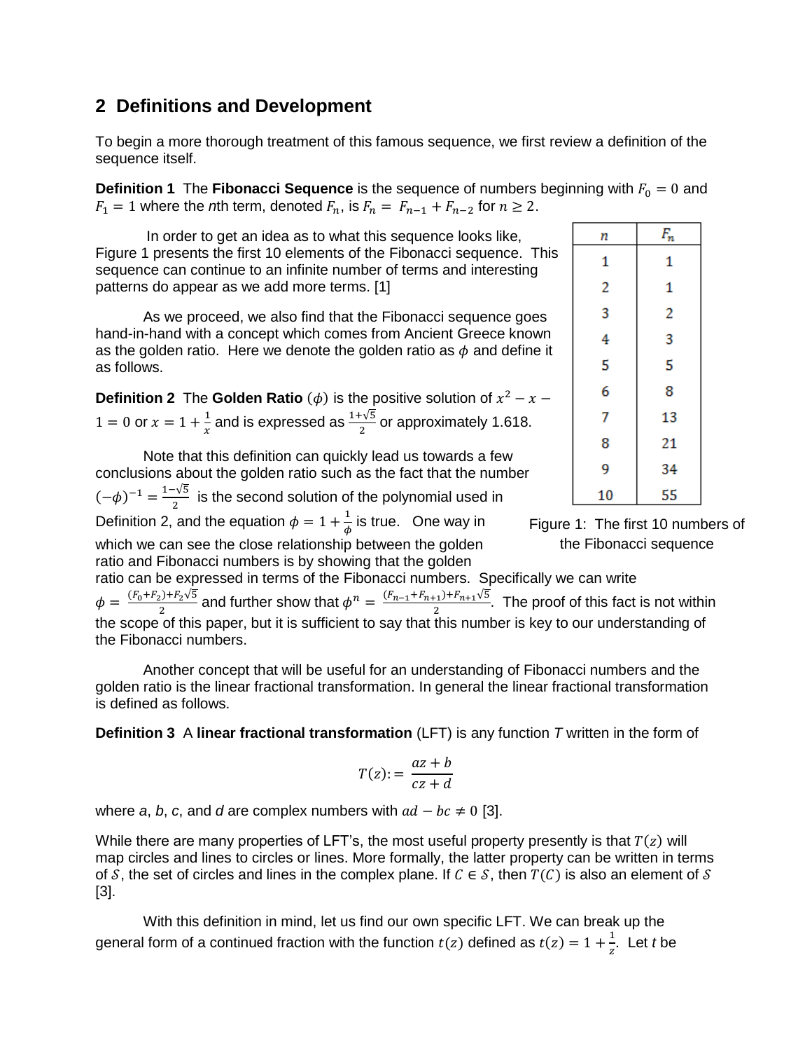## 2 Definitions and Development

To begin a more thorough treatment of this famous sequence, we first review a definition of the sequence itself.

**Definition 1** The **Fibonacci Sequence** is the sequence of numbers beginning with $F_0 = 0$ and $F_1 = 1$ where the *n*th term, denoted $F_n$, is $F_n = F_{n-1} + F_{n-2}$ for $n \geq 2$.

In order to get an idea as to what this sequence looks like, Figure 1 presents the first 10 elements of the Fibonacci sequence. This sequence can continue to an infinite number of terms and interesting patterns do appear as we add more terms. [1]

| $n$ | $F_n$ |
|---|---|
| 1 | 1 |
| 2 | 1 |
| 3 | 2 |
| 4 | 3 |
| 5 | 5 |
| 6 | 8 |
| 7 | 13 |
| 8 | 21 |
| 9 | 34 |
| 10 | 55 |

Figure 1: The first 10 numbers of the Fibonacci sequence

As we proceed, we also find that the Fibonacci sequence goes hand-in-hand with a concept which comes from Ancient Greece known as the golden ratio. Here we denote the golden ratio as $\phi$ and define it as follows.

**Definition 2** The **Golden Ratio** ($\phi$) is the positive solution of $x^2 - x - 1 = 0$ or $x = 1 + \frac{1}{x}$ and is expressed as $\frac{1+\sqrt{5}}{2}$ or approximately 1.618.

Note that this definition can quickly lead us towards a few conclusions about the golden ratio such as the fact that the number $(-\phi)^{-1} = \frac{1-\sqrt{5}}{2}$ is the second solution of the polynomial used in Definition 2, and the equation $\phi = 1 + \frac{1}{\phi}$ is true. One way in which we can see the close relationship between the golden ratio and Fibonacci numbers is by showing that the golden ratio can be expressed in terms of the Fibonacci numbers. Specifically we can write $\phi = \frac{(F_0+F_2)+F_2\sqrt{5}}{2}$ and further show that $\phi^n = \frac{(F_{n-1}+F_{n+1})+F_{n+1}\sqrt{5}}{2}$. The proof of this fact is not within the scope of this paper, but it is sufficient to say that this number is key to our understanding of the Fibonacci numbers.

Another concept that will be useful for an understanding of Fibonacci numbers and the golden ratio is the linear fractional transformation. In general the linear fractional transformation is defined as follows.

**Definition 3** A **linear fractional transformation** (LFT) is any function *T* written in the form of

$$T(z) := \frac{az+b}{cz+d}$$

where *a*, *b*, *c*, and *d* are complex numbers with $ad - bc \neq 0$ [3].

While there are many properties of LFT's, the most useful property presently is that $T(z)$ will map circles and lines to circles or lines. More formally, the latter property can be written in terms of $\mathcal{S}$, the set of circles and lines in the complex plane. If $C \in \mathcal{S}$, then $T(C)$ is also an element of $\mathcal{S}$ [3].

With this definition in mind, let us find our own specific LFT. We can break up the general form of a continued fraction with the function $t(z)$ defined as $t(z) = 1 + \frac{1}{z}$. Let *t* be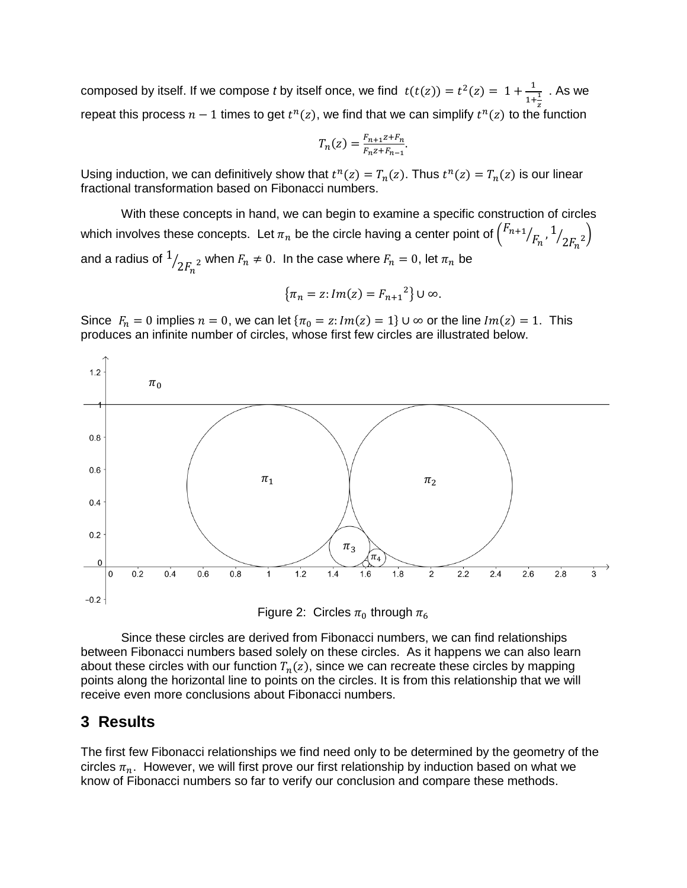composed by itself. If we compose $t$ by itself once, we find $t(t(z)) = t^2(z) = 1 + \frac{1}{1+\frac{1}{z}}$ . As we repeat this process $n-1$ times to get $t^n(z)$, we find that we can simplify $t^n(z)$ to the function

$$T_n(z) = \frac{F_{n+1}z + F_n}{F_n z + F_{n-1}}.$$

Using induction, we can definitively show that $t^n(z) = T_n(z)$. Thus $t^n(z) = T_n(z)$ is our linear fractional transformation based on Fibonacci numbers.

With these concepts in hand, we can begin to examine a specific construction of circles which involves these concepts. Let $\pi_n$ be the circle having a center point of $\left( {}^{F_{n+1}}/_{F_n}, {}^{1}/_{2F_n{}^2} \right)$ and a radius of ${}^{1}/_{2F_n{}^2}$ when $F_n \neq 0$. In the case where $F_n = 0$, let $\pi_n$ be

$$\{\pi_n = z: Im(z) = F_{n+1}{}^2\} \cup \infty.$$

Since $F_n = 0$ implies $n = 0$, we can let $\{\pi_0 = z: Im(z) = 1\} \cup \infty$ or the line $Im(z) = 1$. This produces an infinite number of circles, whose first few circles are illustrated below.

Figure 2: Circles $\pi_0$ through $\pi_6$

Since these circles are derived from Fibonacci numbers, we can find relationships between Fibonacci numbers based solely on these circles. As it happens we can also learn about these circles with our function $T_n(z)$, since we can recreate these circles by mapping points along the horizontal line to points on the circles. It is from this relationship that we will receive even more conclusions about Fibonacci numbers.

## 3 Results

The first few Fibonacci relationships we find need only to be determined by the geometry of the circles $\pi_n$. However, we will first prove our first relationship by induction based on what we know of Fibonacci numbers so far to verify our conclusion and compare these methods.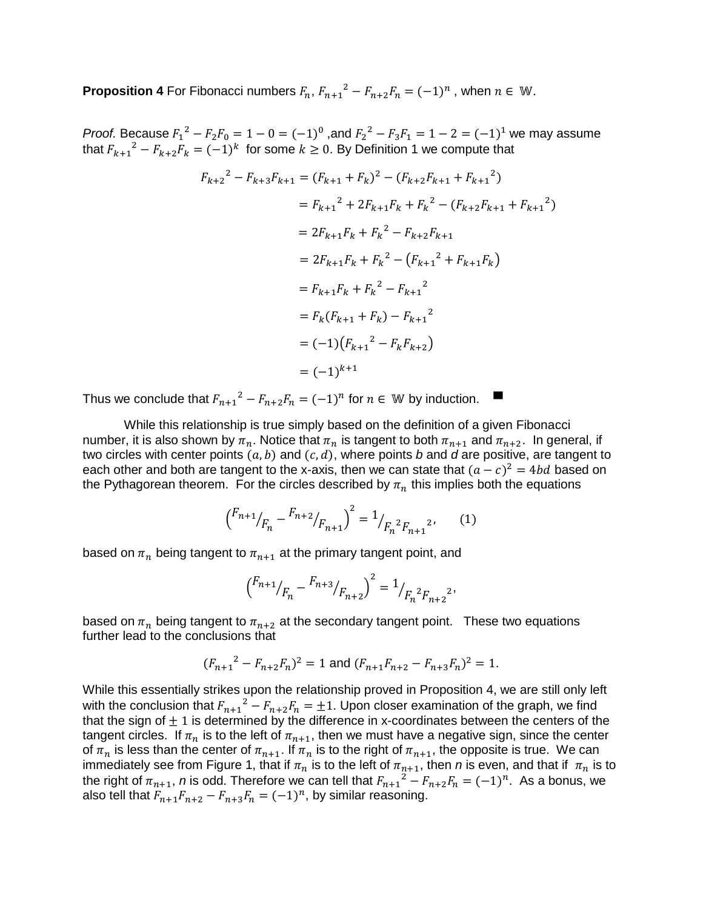**Proposition 4** For Fibonacci numbers $F_n$, ${F_{n+1}}^2 - F_{n+2}F_n = (-1)^n$ , when $n \in \mathbb{W}$.

*Proof.* Because ${F_1}^2 - F_2F_0 = 1 - 0 = (-1)^0$ ,and ${F_2}^2 - F_3F_1 = 1 - 2 = (-1)^1$ we may assume that ${F_{k+1}}^2 - F_{k+2}F_k = (-1)^k$ for some $k \geq 0$. By Definition 1 we compute that

$$
\begin{aligned}
{F_{k+2}}^2 - F_{k+3}F_{k+1} &= (F_{k+1} + F_k)^2 - (F_{k+2}F_{k+1} + {F_{k+1}}^2) \\
&= {F_{k+1}}^2 + 2F_{k+1}F_k + {F_k}^2 - (F_{k+2}F_{k+1} + {F_{k+1}}^2) \\
&= 2F_{k+1}F_k + {F_k}^2 - F_{k+2}F_{k+1} \\
&= 2F_{k+1}F_k + {F_k}^2 - \left({F_{k+1}}^2 + F_{k+1}F_k\right) \\
&= F_{k+1}F_k + {F_k}^2 - {F_{k+1}}^2 \\
&= F_k(F_{k+1} + F_k) - {F_{k+1}}^2 \\
&= (-1)\left({F_{k+1}}^2 - F_kF_{k+2}\right) \\
&= (-1)^{k+1}
\end{aligned}
$$

Thus we conclude that ${F_{n+1}}^2 - F_{n+2}F_n = (-1)^n$ for $n \in \mathbb{W}$ by induction. ■

While this relationship is true simply based on the definition of a given Fibonacci number, it is also shown by $\pi_n$. Notice that $\pi_n$ is tangent to both $\pi_{n+1}$ and $\pi_{n+2}$. In general, if two circles with center points $(a, b)$ and $(c, d)$, where points *b* and *d* are positive, are tangent to each other and both are tangent to the x-axis, then we can state that $(a - c)^2 = 4bd$ based on the Pythagorean theorem. For the circles described by $\pi_n$ this implies both the equations

$$\left({}^{F_{n+1}}/_{F_n} - {}^{F_{n+2}}/_{F_{n+1}}\right)^2 = {}^1/_{{F_n}^2{F_{n+1}}^2}, \qquad (1)$$

based on $\pi_n$ being tangent to $\pi_{n+1}$ at the primary tangent point, and

$$\left({}^{F_{n+1}}/_{F_n} - {}^{F_{n+3}}/_{F_{n+2}}\right)^2 = {}^1/_{{F_n}^2{F_{n+2}}^2},$$

based on $\pi_n$ being tangent to $\pi_{n+2}$ at the secondary tangent point. These two equations further lead to the conclusions that

$$({F_{n+1}}^2 - F_{n+2}F_n)^2 = 1 \text{ and } (F_{n+1}F_{n+2} - F_{n+3}F_n)^2 = 1.$$

While this essentially strikes upon the relationship proved in Proposition 4, we are still only left with the conclusion that ${F_{n+1}}^2 - F_{n+2}F_n = \pm 1$. Upon closer examination of the graph, we find that the sign of $\pm$ 1 is determined by the difference in x-coordinates between the centers of the tangent circles. If $\pi_n$ is to the left of $\pi_{n+1}$, then we must have a negative sign, since the center of $\pi_n$ is less than the center of $\pi_{n+1}$. If $\pi_n$ is to the right of $\pi_{n+1}$, the opposite is true. We can immediately see from Figure 1, that if $\pi_n$ is to the left of $\pi_{n+1}$, then *n* is even, and that if $\pi_n$ is to the right of $\pi_{n+1}$, *n* is odd. Therefore we can tell that ${F_{n+1}}^2 - F_{n+2}F_n = (-1)^n$. As a bonus, we also tell that $F_{n+1}F_{n+2} - F_{n+3}F_n = (-1)^n$, by similar reasoning.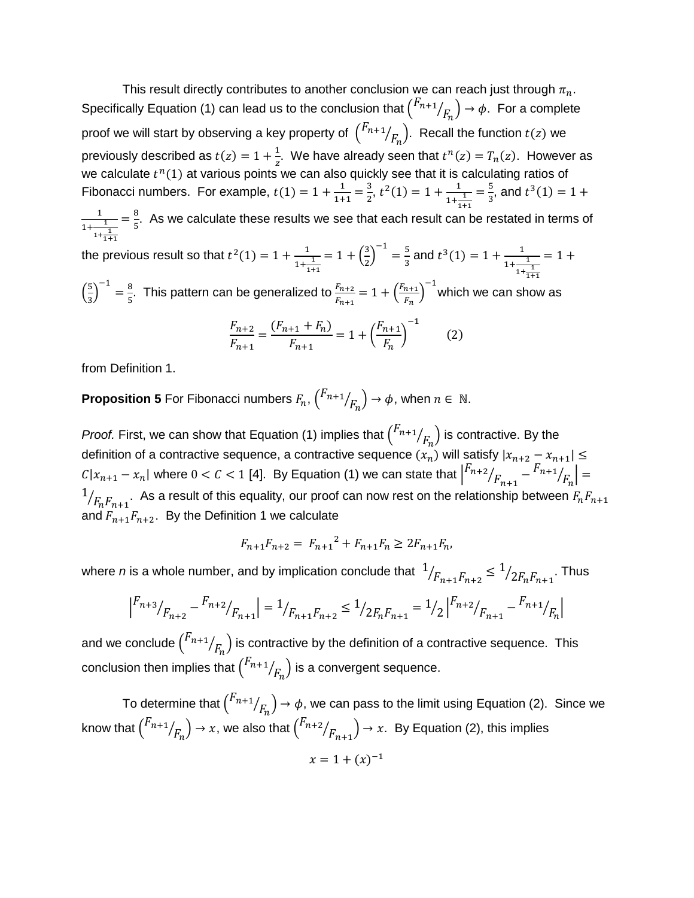This result directly contributes to another conclusion we can reach just through $\pi_n$. Specifically Equation (1) can lead us to the conclusion that $\left({F_{n+1}}/{F_n}\right) \to \phi$. For a complete proof we will start by observing a key property of $\left({F_{n+1}}/{F_n}\right)$. Recall the function $t(z)$ we previously described as $t(z) = 1 + \frac{1}{z}$. We have already seen that $t^n(z) = T_n(z)$. However as we calculate $t^n(1)$ at various points we can also quickly see that it is calculating ratios of Fibonacci numbers. For example, $t(1) = 1 + \frac{1}{1+1} = \frac{3}{2}$, $t^2(1) = 1 + \frac{1}{1+\frac{1}{1+1}} = \frac{5}{3}$, and $t^3(1) = 1 + \frac{1}{1+\frac{1}{1+\frac{1}{1+1}}} = \frac{8}{5}$. As we calculate these results we see that each result can be restated in terms of the previous result so that $t^2(1) = 1 + \frac{1}{1+\frac{1}{1+1}} = 1 + \left(\frac{3}{2}\right)^{-1} = \frac{5}{3}$ and $t^3(1) = 1 + \frac{1}{1+\frac{1}{1+\frac{1}{1+1}}} = 1 + \left(\frac{5}{3}\right)^{-1} = \frac{8}{5}$. This pattern can be generalized to $\frac{F_{n+2}}{F_{n+1}} = 1 + \left(\frac{F_{n+1}}{F_n}\right)^{-1}$ which we can show as

$$\frac{F_{n+2}}{F_{n+1}} = \frac{(F_{n+1} + F_n)}{F_{n+1}} = 1 + \left(\frac{F_{n+1}}{F_n}\right)^{-1} \qquad (2)$$

from Definition 1.

**Proposition 5** For Fibonacci numbers $F_n$, $\left({F_{n+1}}/{F_n}\right) \to \phi$, when $n \in \mathbb{N}$.

*Proof.* First, we can show that Equation (1) implies that $\left({F_{n+1}}/{F_n}\right)$ is contractive. By the definition of a contractive sequence, a contractive sequence $(x_n)$ will satisfy $|x_{n+2} - x_{n+1}| \leq C|x_{n+1} - x_n|$ where $0 < C < 1$ [4]. By Equation (1) we can state that $\left|{F_{n+2}}/{F_{n+1}} - {F_{n+1}}/{F_n}\right| = {1}/{F_nF_{n+1}}$. As a result of this equality, our proof can now rest on the relationship between $F_nF_{n+1}$ and $F_{n+1}F_{n+2}$. By the Definition 1 we calculate

$$F_{n+1}F_{n+2} = {F_{n+1}}^2 + F_{n+1}F_n \geq 2F_{n+1}F_n,$$

where *n* is a whole number, and by implication conclude that ${1}/{F_{n+1}F_{n+2}} \leq {1}/{2F_nF_{n+1}}$. Thus

$$\left|{F_{n+3}}/{F_{n+2}} - {F_{n+2}}/{F_{n+1}}\right| = {1}/{F_{n+1}F_{n+2}} \leq {1}/{2F_nF_{n+1}} = {1}/{2}\left|{F_{n+2}}/{F_{n+1}} - {F_{n+1}}/{F_n}\right|$$

and we conclude $\left({F_{n+1}}/{F_n}\right)$ is contractive by the definition of a contractive sequence. This conclusion then implies that $\left({F_{n+1}}/{F_n}\right)$ is a convergent sequence.

To determine that $\left({F_{n+1}}/{F_n}\right) \to \phi$, we can pass to the limit using Equation (2). Since we know that $\left({F_{n+1}}/{F_n}\right) \to x$, we also that $\left({F_{n+2}}/{F_{n+1}}\right) \to x$. By Equation (2), this implies

$$x = 1 + (x)^{-1}$$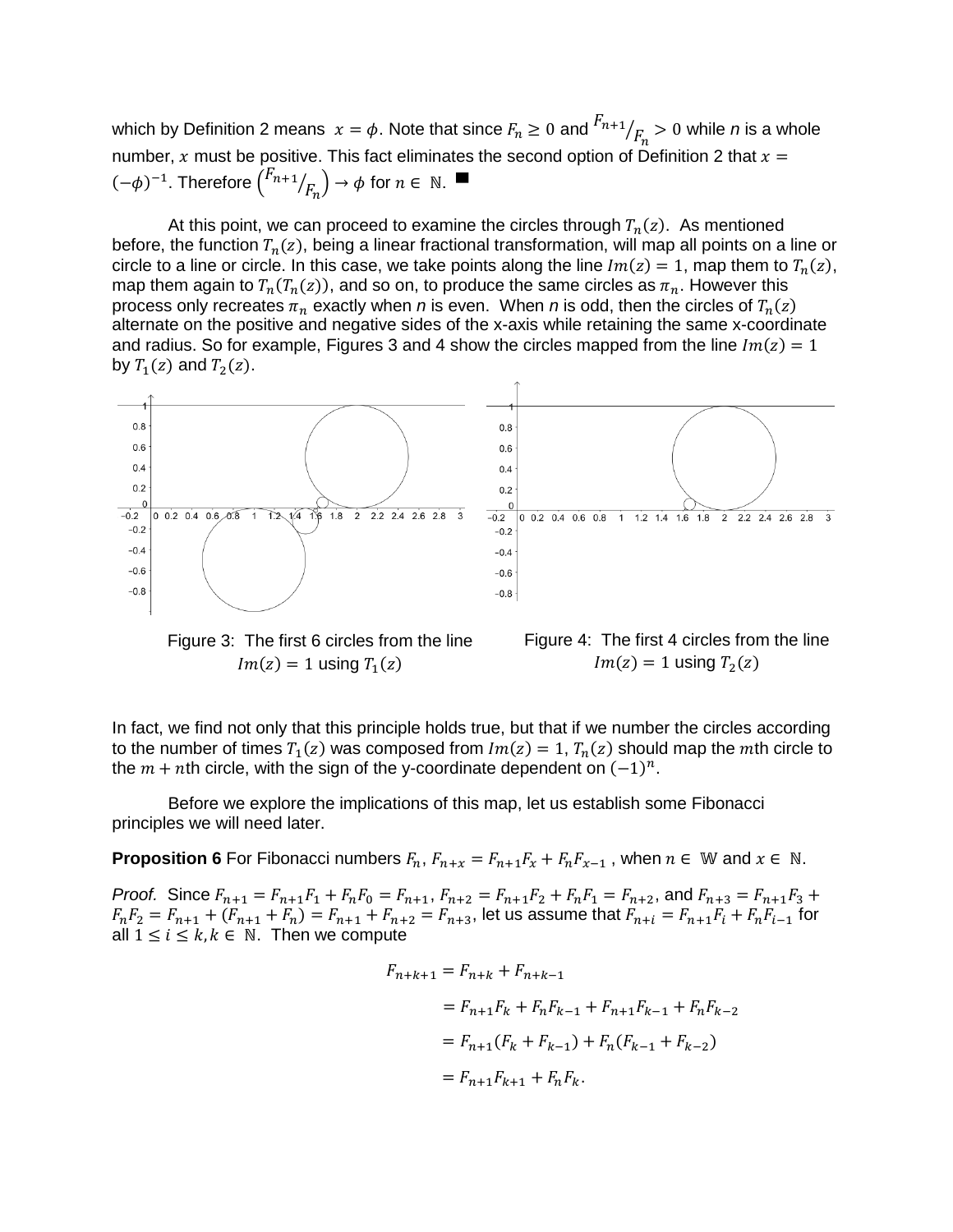which by Definition 2 means $x = \phi$. Note that since $F_n \geq 0$ and ${F_{n+1}}/{F_n} > 0$ while *n* is a whole number, $x$ must be positive. This fact eliminates the second option of Definition 2 that $x = (-\phi)^{-1}$. Therefore $\left({F_{n+1}}/{F_n}\right) \to \phi$ for $n \in \mathbb{N}$. ■

At this point, we can proceed to examine the circles through $T_n(z)$. As mentioned before, the function $T_n(z)$, being a linear fractional transformation, will map all points on a line or circle to a line or circle. In this case, we take points along the line $Im(z) = 1$, map them to $T_n(z)$, map them again to $T_n(T_n(z))$, and so on, to produce the same circles as $\pi_n$. However this process only recreates $\pi_n$ exactly when *n* is even. When *n* is odd, then the circles of $T_n(z)$ alternate on the positive and negative sides of the x-axis while retaining the same x-coordinate and radius. So for example, Figures 3 and 4 show the circles mapped from the line $Im(z) = 1$ by $T_1(z)$ and $T_2(z)$.

Figure 3: The first 6 circles from the line $Im(z) = 1$ using $T_1(z)$

Figure 4: The first 4 circles from the line $Im(z) = 1$ using $T_2(z)$

In fact, we find not only that this principle holds true, but that if we number the circles according to the number of times $T_1(z)$ was composed from $Im(z) = 1$, $T_n(z)$ should map the $m$th circle to the $m + n$th circle, with the sign of the y-coordinate dependent on $(-1)^n$.

Before we explore the implications of this map, let us establish some Fibonacci principles we will need later.

**Proposition 6** For Fibonacci numbers $F_n$, $F_{n+x} = F_{n+1}F_x + F_nF_{x-1}$ , when $n \in \mathbb{W}$ and $x \in \mathbb{N}$.

*Proof.* Since $F_{n+1} = F_{n+1}F_1 + F_nF_0 = F_{n+1}$, $F_{n+2} = F_{n+1}F_2 + F_nF_1 = F_{n+2}$, and $F_{n+3} = F_{n+1}F_3 + F_nF_2 = F_{n+1} + (F_{n+1} + F_n) = F_{n+1} + F_{n+2} = F_{n+3}$, let us assume that $F_{n+i} = F_{n+1}F_i + F_nF_{i-1}$ for all $1 \leq i \leq k, k \in \mathbb{N}$. Then we compute

$$
\begin{aligned}
F_{n+k+1} &= F_{n+k} + F_{n+k-1} \\
&= F_{n+1}F_k + F_nF_{k-1} + F_{n+1}F_{k-1} + F_nF_{k-2} \\
&= F_{n+1}(F_k + F_{k-1}) + F_n(F_{k-1} + F_{k-2}) \\
&= F_{n+1}F_{k+1} + F_nF_k.
\end{aligned}
$$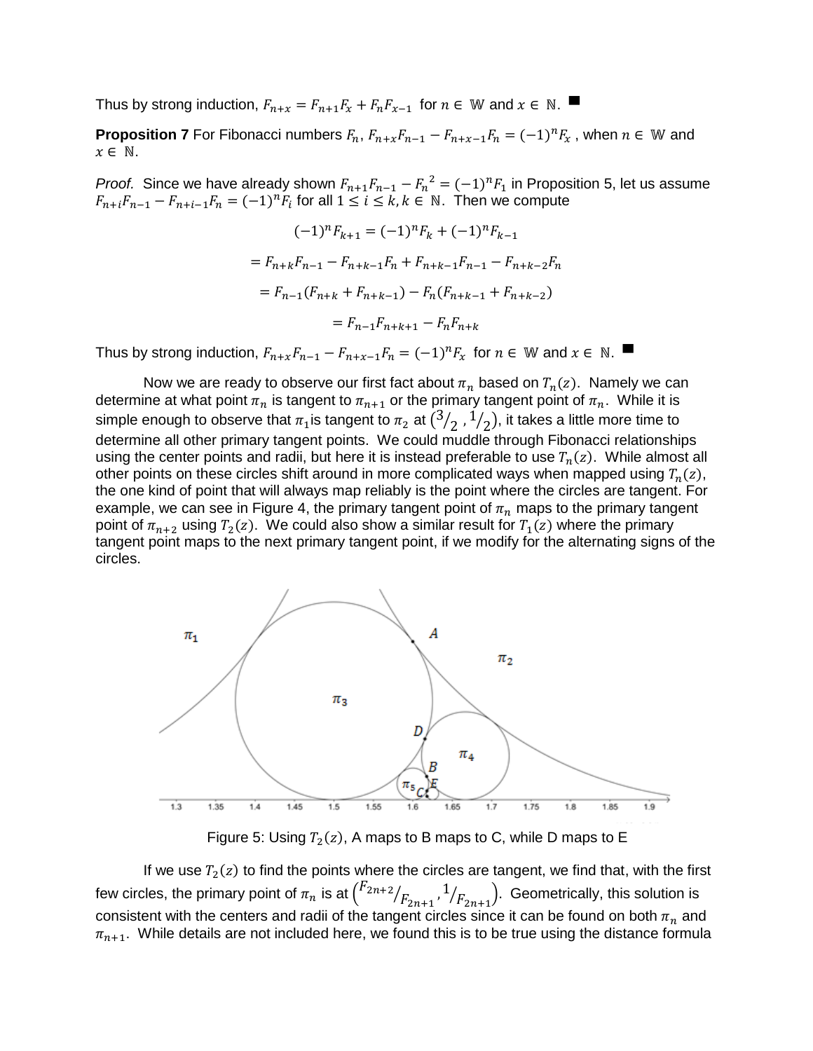Thus by strong induction, $F_{n+x} = F_{n+1}F_x + F_nF_{x-1}$ for $n \in \mathbb{W}$ and $x \in \mathbb{N}$. ■

**Proposition 7** For Fibonacci numbers $F_n$, $F_{n+x}F_{n-1} - F_{n+x-1}F_n = (-1)^nF_x$ , when $n \in \mathbb{W}$ and $x \in \mathbb{N}$.

*Proof.* Since we have already shown $F_{n+1}F_{n-1} - {F_n}^2 = (-1)^nF_1$ in Proposition 5, let us assume $F_{n+i}F_{n-1} - F_{n+i-1}F_n = (-1)^nF_i$ for all $1 \le i \le k, k \in \mathbb{N}$. Then we compute

$$(-1)^nF_{k+1} = (-1)^nF_k + (-1)^nF_{k-1}$$

$$= F_{n+k}F_{n-1} - F_{n+k-1}F_n + F_{n+k-1}F_{n-1} - F_{n+k-2}F_n$$

$$= F_{n-1}(F_{n+k} + F_{n+k-1}) - F_n(F_{n+k-1} + F_{n+k-2})$$

$$= F_{n-1}F_{n+k+1} - F_nF_{n+k}$$

Thus by strong induction, $F_{n+x}F_{n-1} - F_{n+x-1}F_n = (-1)^nF_x$ for $n \in \mathbb{W}$ and $x \in \mathbb{N}$. ■

Now we are ready to observe our first fact about $\pi_n$ based on $T_n(z)$. Namely we can determine at what point $\pi_n$ is tangent to $\pi_{n+1}$ or the primary tangent point of $\pi_n$. While it is simple enough to observe that $\pi_1$ is tangent to $\pi_2$ at $\left({}^3/_2, {}^1/_2\right)$, it takes a little more time to determine all other primary tangent points. We could muddle through Fibonacci relationships using the center points and radii, but here it is instead preferable to use $T_n(z)$. While almost all other points on these circles shift around in more complicated ways when mapped using $T_n(z)$, the one kind of point that will always map reliably is the point where the circles are tangent. For example, we can see in Figure 4, the primary tangent point of $\pi_n$ maps to the primary tangent point of $\pi_{n+2}$ using $T_2(z)$. We could also show a similar result for $T_1(z)$ where the primary tangent point maps to the next primary tangent point, if we modify for the alternating signs of the circles.

Figure 5: Using $T_2(z)$, A maps to B maps to C, while D maps to E

If we use $T_2(z)$ to find the points where the circles are tangent, we find that, with the first few circles, the primary point of $\pi_n$ is at $\left({}^{F_{2n+2}}/_{F_{2n+1}}, {}^1/_{F_{2n+1}}\right)$. Geometrically, this solution is consistent with the centers and radii of the tangent circles since it can be found on both $\pi_n$ and $\pi_{n+1}$. While details are not included here, we found this is to be true using the distance formula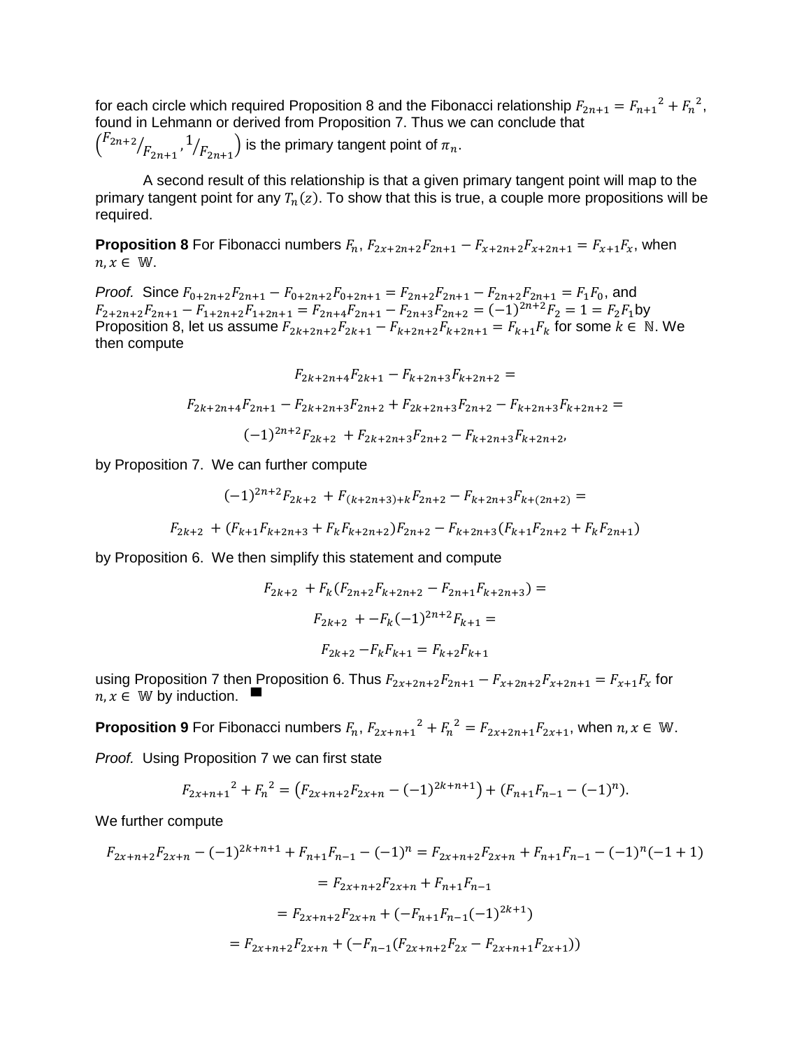for each circle which required Proposition 8 and the Fibonacci relationship $F_{2n+1} = {F_{n+1}}^2 + {F_n}^2$, found in Lehmann or derived from Proposition 7. Thus we can conclude that $\left({}^{F_{2n+2}}/_{F_{2n+1}}, {}^{1}/_{F_{2n+1}}\right)$ is the primary tangent point of $\pi_n$.

A second result of this relationship is that a given primary tangent point will map to the primary tangent point for any $T_n(z)$. To show that this is true, a couple more propositions will be required.

**Proposition 8** For Fibonacci numbers $F_n$, $F_{2x+2n+2}F_{2n+1} - F_{x+2n+2}F_{x+2n+1} = F_{x+1}F_x$, when $n, x \in \mathbb{W}$.

*Proof.* Since $F_{0+2n+2}F_{2n+1} - F_{0+2n+2}F_{0+2n+1} = F_{2n+2}F_{2n+1} - F_{2n+2}F_{2n+1} = F_1F_0$, and $F_{2+2n+2}F_{2n+1} - F_{1+2n+2}F_{1+2n+1} = F_{2n+4}F_{2n+1} - F_{2n+3}F_{2n+2} = (-1)^{2n+2}F_2 = 1 = F_2F_1$ by Proposition 8, let us assume $F_{2k+2n+2}F_{2k+1} - F_{k+2n+2}F_{k+2n+1} = F_{k+1}F_k$ for some $k \in \mathbb{N}$. We then compute

$$F_{2k+2n+4}F_{2k+1} - F_{k+2n+3}F_{k+2n+2} =$$

$$F_{2k+2n+4}F_{2n+1} - F_{2k+2n+3}F_{2n+2} + F_{2k+2n+3}F_{2n+2} - F_{k+2n+3}F_{k+2n+2} =$$

$$(-1)^{2n+2}F_{2k+2} + F_{2k+2n+3}F_{2n+2} - F_{k+2n+3}F_{k+2n+2},$$

by Proposition 7. We can further compute

$$(-1)^{2n+2}F_{2k+2} + F_{(k+2n+3)+k}F_{2n+2} - F_{k+2n+3}F_{k+(2n+2)} =$$

$$F_{2k+2} + (F_{k+1}F_{k+2n+3} + F_kF_{k+2n+2})F_{2n+2} - F_{k+2n+3}(F_{k+1}F_{2n+2} + F_kF_{2n+1})$$

by Proposition 6. We then simplify this statement and compute

$$F_{2k+2} + F_k(F_{2n+2}F_{k+2n+2} - F_{2n+1}F_{k+2n+3}) =$$

$$F_{2k+2} + -F_k(-1)^{2n+2}F_{k+1} =$$

$$F_{2k+2} - F_kF_{k+1} = F_{k+2}F_{k+1}$$

using Proposition 7 then Proposition 6. Thus $F_{2x+2n+2}F_{2n+1} - F_{x+2n+2}F_{x+2n+1} = F_{x+1}F_x$ for $n, x \in \mathbb{W}$ by induction. ■

**Proposition 9** For Fibonacci numbers $F_n$, ${F_{2x+n+1}}^2 + {F_n}^2 = F_{2x+2n+1}F_{2x+1}$, when $n, x \in \mathbb{W}$.

*Proof.* Using Proposition 7 we can first state

$${F_{2x+n+1}}^2 + {F_n}^2 = \left(F_{2x+n+2}F_{2x+n} - (-1)^{2k+n+1}\right) + (F_{n+1}F_{n-1} - (-1)^n).$$

We further compute

$$F_{2x+n+2}F_{2x+n} - (-1)^{2k+n+1} + F_{n+1}F_{n-1} - (-1)^n = F_{2x+n+2}F_{2x+n} + F_{n+1}F_{n-1} - (-1)^n(-1+1)$$

$$= F_{2x+n+2}F_{2x+n} + F_{n+1}F_{n-1}$$

$$= F_{2x+n+2}F_{2x+n} + (-F_{n+1}F_{n-1}(-1)^{2k+1})$$

$$= F_{2x+n+2}F_{2x+n} + (-F_{n-1}(F_{2x+n+2}F_{2x} - F_{2x+n+1}F_{2x+1}))$$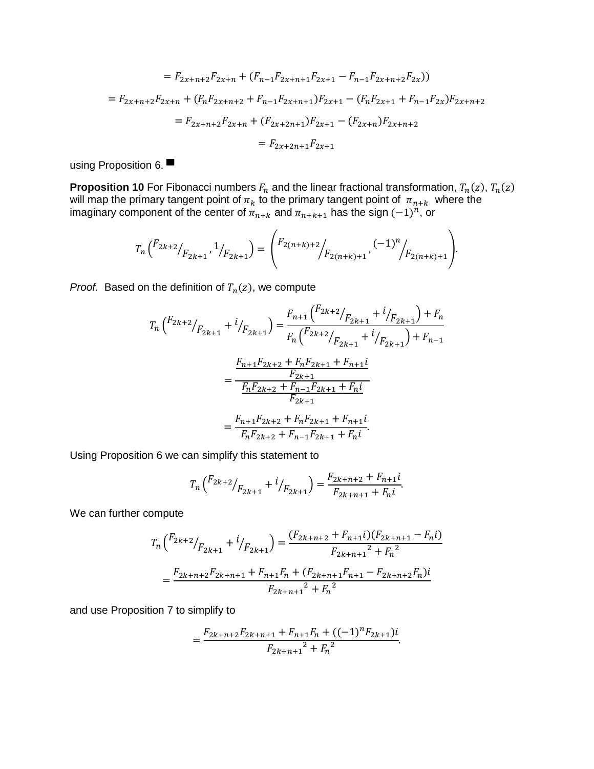$$= F_{2x+n+2}F_{2x+n} + (F_{n-1}F_{2x+n+1}F_{2x+1} - F_{n-1}F_{2x+n+2}F_{2x}))$$

$$= F_{2x+n+2}F_{2x+n} + (F_nF_{2x+n+2} + F_{n-1}F_{2x+n+1})F_{2x+1} - (F_nF_{2x+1} + F_{n-1}F_{2x})F_{2x+n+2}$$

$$= F_{2x+n+2}F_{2x+n} + (F_{2x+2n+1})F_{2x+1} - (F_{2x+n})F_{2x+n+2}$$

$$= F_{2x+2n+1}F_{2x+1}$$

using Proposition 6. ■

**Proposition 10** For Fibonacci numbers $F_n$ and the linear fractional transformation, $T_n(z)$, $T_n(z)$ will map the primary tangent point of $\pi_k$ to the primary tangent point of $\pi_{n+k}$ where the imaginary component of the center of $\pi_{n+k}$ and $\pi_{n+k+1}$ has the sign $(-1)^n$, or

$$T_n\left({F_{2k+2}}/{F_{2k+1}}, {1}/{F_{2k+1}}\right) = \left({F_{2(n+k)+2}}/{F_{2(n+k)+1}}, {(-1)^n}/{F_{2(n+k)+1}}\right).$$

*Proof.* Based on the definition of $T_n(z)$, we compute

$$T_n\left({F_{2k+2}}/{F_{2k+1}} + {i}/{F_{2k+1}}\right) = \frac{F_{n+1}\left({F_{2k+2}}/{F_{2k+1}} + {i}/{F_{2k+1}}\right) + F_n}{F_n\left({F_{2k+2}}/{F_{2k+1}} + {i}/{F_{2k+1}}\right) + F_{n-1}}$$

$$= \frac{\dfrac{F_{n+1}F_{2k+2} + F_nF_{2k+1} + F_{n+1}i}{F_{2k+1}}}{\dfrac{F_nF_{2k+2} + F_{n-1}F_{2k+1} + F_ni}{F_{2k+1}}}$$

$$= \frac{F_{n+1}F_{2k+2} + F_nF_{2k+1} + F_{n+1}i}{F_nF_{2k+2} + F_{n-1}F_{2k+1} + F_ni}.$$

Using Proposition 6 we can simplify this statement to

$$T_n\left({F_{2k+2}}/{F_{2k+1}} + {i}/{F_{2k+1}}\right) = \frac{F_{2k+n+2} + F_{n+1}i}{F_{2k+n+1} + F_ni}.$$

We can further compute

$$T_n\left({F_{2k+2}}/{F_{2k+1}} + {i}/{F_{2k+1}}\right) = \frac{(F_{2k+n+2} + F_{n+1}i)(F_{2k+n+1} - F_ni)}{{F_{2k+n+1}}^2 + {F_n}^2}$$

$$= \frac{F_{2k+n+2}F_{2k+n+1} + F_{n+1}F_n + (F_{2k+n+1}F_{n+1} - F_{2k+n+2}F_n)i}{{F_{2k+n+1}}^2 + {F_n}^2}$$

and use Proposition 7 to simplify to

$$= \frac{F_{2k+n+2}F_{2k+n+1} + F_{n+1}F_n + ((-1)^nF_{2k+1})i}{{F_{2k+n+1}}^2 + {F_n}^2}.$$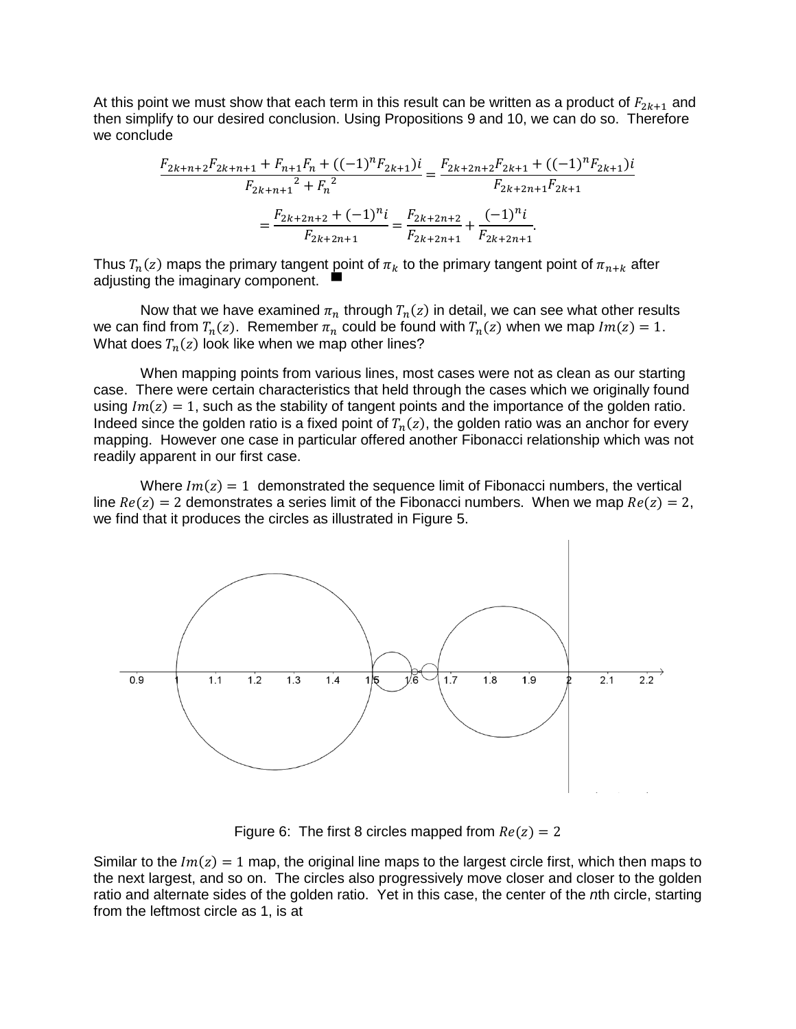At this point we must show that each term in this result can be written as a product of $F_{2k+1}$ and then simplify to our desired conclusion. Using Propositions 9 and 10, we can do so. Therefore we conclude

$$\frac{F_{2k+n+2}F_{2k+n+1} + F_{n+1}F_n + ((-1)^n F_{2k+1})i}{{F_{2k+n+1}}^2 + {F_n}^2} = \frac{F_{2k+2n+2}F_{2k+1} + ((-1)^n F_{2k+1})i}{F_{2k+2n+1}F_{2k+1}}$$

$$= \frac{F_{2k+2n+2} + (-1)^n i}{F_{2k+2n+1}} = \frac{F_{2k+2n+2}}{F_{2k+2n+1}} + \frac{(-1)^n i}{F_{2k+2n+1}}.$$

Thus $T_n(z)$ maps the primary tangent point of $\pi_k$ to the primary tangent point of $\pi_{n+k}$ after adjusting the imaginary component. ■

Now that we have examined $\pi_n$ through $T_n(z)$ in detail, we can see what other results we can find from $T_n(z)$. Remember $\pi_n$ could be found with $T_n(z)$ when we map $Im(z) = 1$. What does $T_n(z)$ look like when we map other lines?

When mapping points from various lines, most cases were not as clean as our starting case. There were certain characteristics that held through the cases which we originally found using $Im(z) = 1$, such as the stability of tangent points and the importance of the golden ratio. Indeed since the golden ratio is a fixed point of $T_n(z)$, the golden ratio was an anchor for every mapping. However one case in particular offered another Fibonacci relationship which was not readily apparent in our first case.

Where $Im(z) = 1$ demonstrated the sequence limit of Fibonacci numbers, the vertical line $Re(z) = 2$ demonstrates a series limit of the Fibonacci numbers. When we map $Re(z) = 2$, we find that it produces the circles as illustrated in Figure 5.

Figure 6: The first 8 circles mapped from $Re(z) = 2$

Similar to the $Im(z) = 1$ map, the original line maps to the largest circle first, which then maps to the next largest, and so on. The circles also progressively move closer and closer to the golden ratio and alternate sides of the golden ratio. Yet in this case, the center of the *n*th circle, starting from the leftmost circle as 1, is at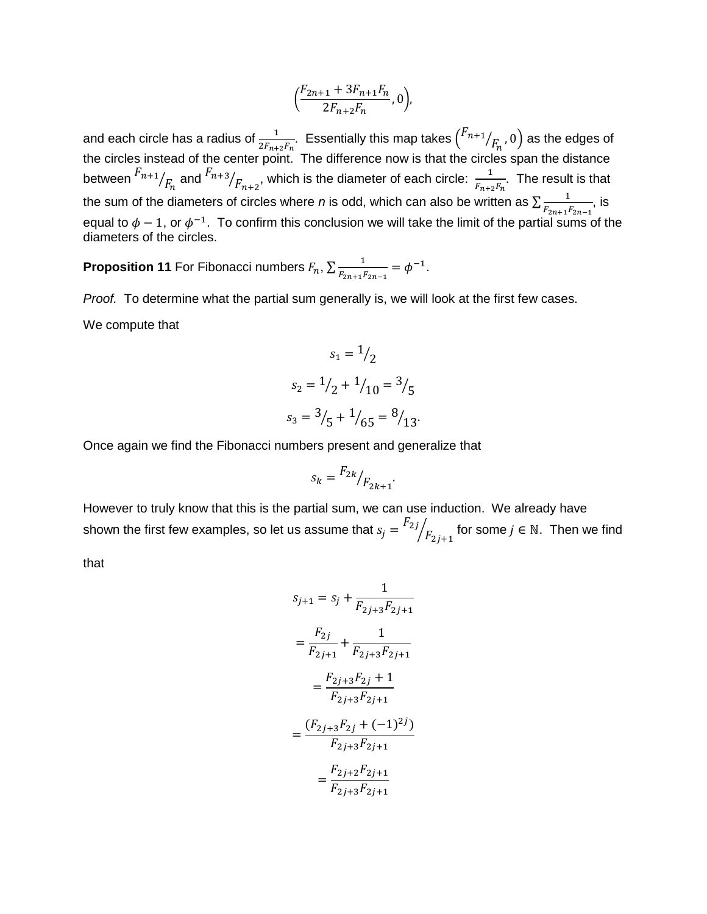$$\left(\frac{F_{2n+1} + 3F_{n+1}F_n}{2F_{n+2}F_n}, 0\right),$$

and each circle has a radius of $\frac{1}{2F_{n+2}F_n}$. Essentially this map takes $\left({F_{n+1}}/{F_n}, 0\right)$ as the edges of the circles instead of the center point. The difference now is that the circles span the distance between ${F_{n+1}}/{F_n}$ and ${F_{n+3}}/{F_{n+2}}$, which is the diameter of each circle: $\frac{1}{F_{n+2}F_n}$. The result is that the sum of the diameters of circles where *n* is odd, which can also be written as $\sum \frac{1}{F_{2n+1}F_{2n-1}}$, is equal to $\phi - 1$, or $\phi^{-1}$. To confirm this conclusion we will take the limit of the partial sums of the diameters of the circles.

**Proposition 11** For Fibonacci numbers $F_n$, $\sum \frac{1}{F_{2n+1}F_{2n-1}} = \phi^{-1}$.

*Proof.* To determine what the partial sum generally is, we will look at the first few cases.

We compute that

$$s_1 = {1}/{2}$$

$$s_2 = {1}/{2} + {1}/{10} = {3}/{5}$$

$$s_3 = {3}/{5} + {1}/{65} = {8}/{13}.$$

Once again we find the Fibonacci numbers present and generalize that

$$s_k = {F_{2k}}/{F_{2k+1}}.$$

However to truly know that this is the partial sum, we can use induction. We already have shown the first few examples, so let us assume that $s_j = {F_{2j}}/{F_{2j+1}}$ for some $j \in \mathbb{N}$. Then we find that

$$s_{j+1} = s_j + \frac{1}{F_{2j+3}F_{2j+1}}$$

$$= \frac{F_{2j}}{F_{2j+1}} + \frac{1}{F_{2j+3}F_{2j+1}}$$

$$= \frac{F_{2j+3}F_{2j} + 1}{F_{2j+3}F_{2j+1}}$$

$$= \frac{(F_{2j+3}F_{2j} + (-1)^{2j})}{F_{2j+3}F_{2j+1}}$$

$$= \frac{F_{2j+2}F_{2j+1}}{F_{2j+3}F_{2j+1}}$$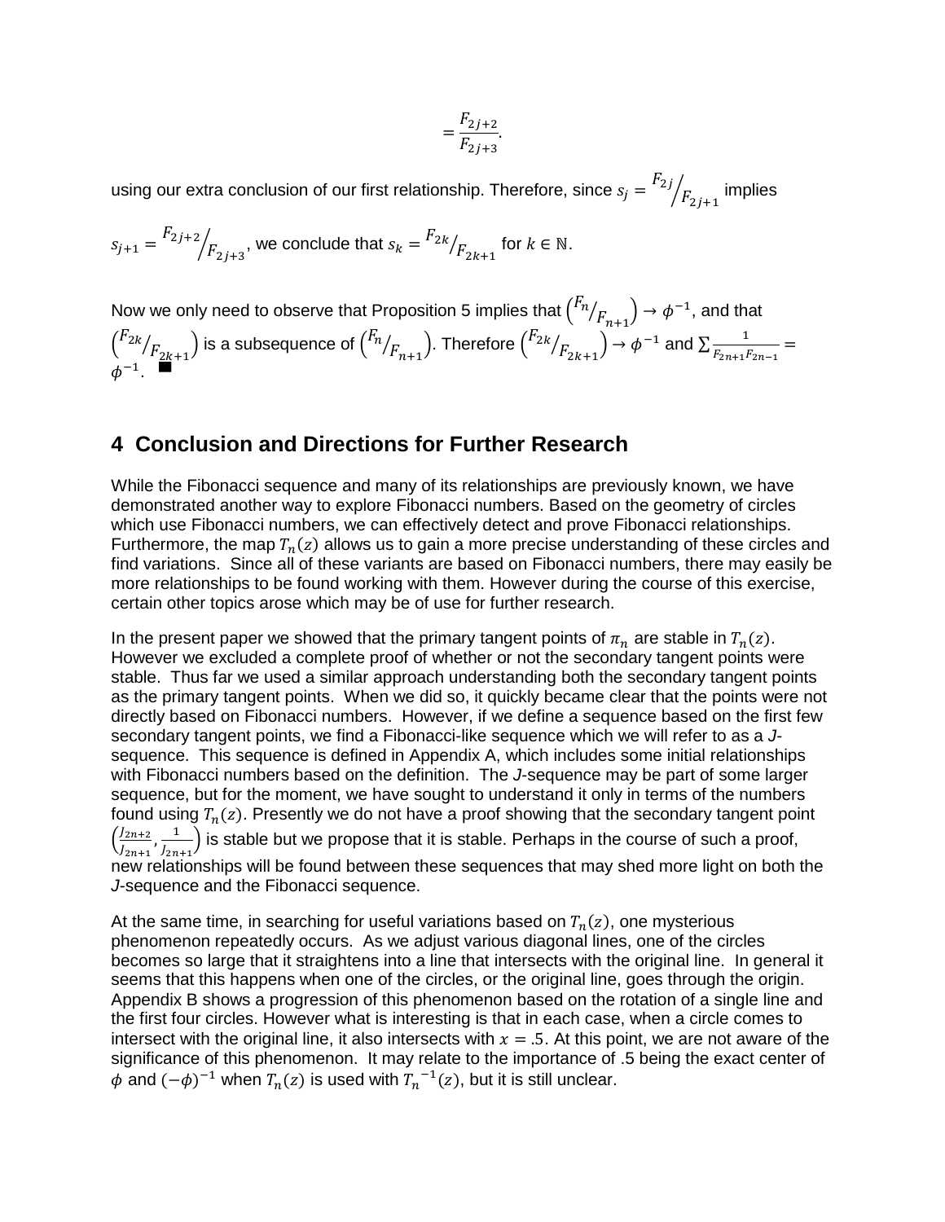$$= \frac{F_{2j+2}}{F_{2j+3}}.$$

using our extra conclusion of our first relationship. Therefore, since $s_j = {F_{2j}}/{F_{2j+1}}$ implies $s_{j+1} = {F_{2j+2}}/{F_{2j+3}}$, we conclude that $s_k = {F_{2k}}/{F_{2k+1}}$ for $k \in \mathbb{N}$.

Now we only need to observe that Proposition 5 implies that $\left({F_n}/{F_{n+1}}\right) \to \phi^{-1}$, and that $\left({F_{2k}}/{F_{2k+1}}\right)$ is a subsequence of $\left({F_n}/{F_{n+1}}\right)$. Therefore $\left({F_{2k}}/{F_{2k+1}}\right) \to \phi^{-1}$ and $\sum \frac{1}{F_{2n+1}F_{2n-1}} = \phi^{-1}$. ■

## 4 Conclusion and Directions for Further Research

While the Fibonacci sequence and many of its relationships are previously known, we have demonstrated another way to explore Fibonacci numbers. Based on the geometry of circles which use Fibonacci numbers, we can effectively detect and prove Fibonacci relationships. Furthermore, the map $T_n(z)$ allows us to gain a more precise understanding of these circles and find variations. Since all of these variants are based on Fibonacci numbers, there may easily be more relationships to be found working with them. However during the course of this exercise, certain other topics arose which may be of use for further research.

In the present paper we showed that the primary tangent points of $\pi_n$ are stable in $T_n(z)$. However we excluded a complete proof of whether or not the secondary tangent points were stable. Thus far we used a similar approach understanding both the secondary tangent points as the primary tangent points. When we did so, it quickly became clear that the points were not directly based on Fibonacci numbers. However, if we define a sequence based on the first few secondary tangent points, we find a Fibonacci-like sequence which we will refer to as a *J*-sequence. This sequence is defined in Appendix A, which includes some initial relationships with Fibonacci numbers based on the definition. The *J*-sequence may be part of some larger sequence, but for the moment, we have sought to understand it only in terms of the numbers found using $T_n(z)$. Presently we do not have a proof showing that the secondary tangent point $\left(\frac{J_{2n+2}}{J_{2n+1}}, \frac{1}{J_{2n+1}}\right)$ is stable but we propose that it is stable. Perhaps in the course of such a proof, new relationships will be found between these sequences that may shed more light on both the *J*-sequence and the Fibonacci sequence.

At the same time, in searching for useful variations based on $T_n(z)$, one mysterious phenomenon repeatedly occurs. As we adjust various diagonal lines, one of the circles becomes so large that it straightens into a line that intersects with the original line. In general it seems that this happens when one of the circles, or the original line, goes through the origin. Appendix B shows a progression of this phenomenon based on the rotation of a single line and the first four circles. However what is interesting is that in each case, when a circle comes to intersect with the original line, it also intersects with $x = .5$. At this point, we are not aware of the significance of this phenomenon. It may relate to the importance of .5 being the exact center of $\phi$ and $(-\phi)^{-1}$ when $T_n(z)$ is used with $T_n^{-1}(z)$, but it is still unclear.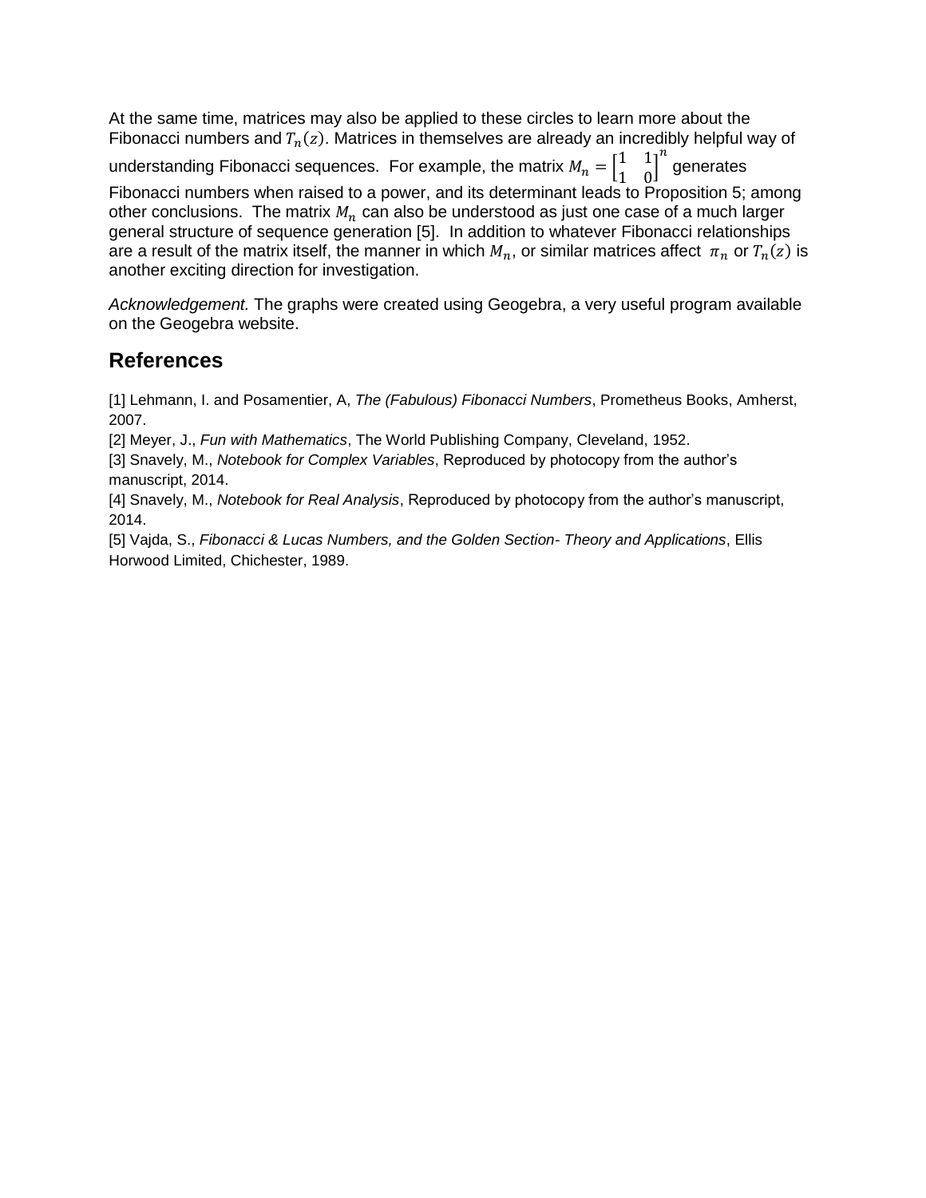At the same time, matrices may also be applied to these circles to learn more about the Fibonacci numbers and $T_n(z)$. Matrices in themselves are already an incredibly helpful way of understanding Fibonacci sequences. For example, the matrix $M_n = \begin{bmatrix} 1 & 1 \\ 1 & 0 \end{bmatrix}^n$ generates Fibonacci numbers when raised to a power, and its determinant leads to Proposition 5; among other conclusions. The matrix $M_n$ can also be understood as just one case of a much larger general structure of sequence generation [5]. In addition to whatever Fibonacci relationships are a result of the matrix itself, the manner in which $M_n$, or similar matrices affect $\pi_n$ or $T_n(z)$ is another exciting direction for investigation.

*Acknowledgement.* The graphs were created using Geogebra, a very useful program available on the Geogebra website.

## References

[1] Lehmann, I. and Posamentier, A, *The (Fabulous) Fibonacci Numbers*, Prometheus Books, Amherst, 2007.

[2] Meyer, J., *Fun with Mathematics*, The World Publishing Company, Cleveland, 1952.

[3] Snavely, M., *Notebook for Complex Variables*, Reproduced by photocopy from the author's manuscript, 2014.

[4] Snavely, M., *Notebook for Real Analysis*, Reproduced by photocopy from the author's manuscript, 2014.

[5] Vajda, S., *Fibonacci & Lucas Numbers, and the Golden Section- Theory and Applications*, Ellis Horwood Limited, Chichester, 1989.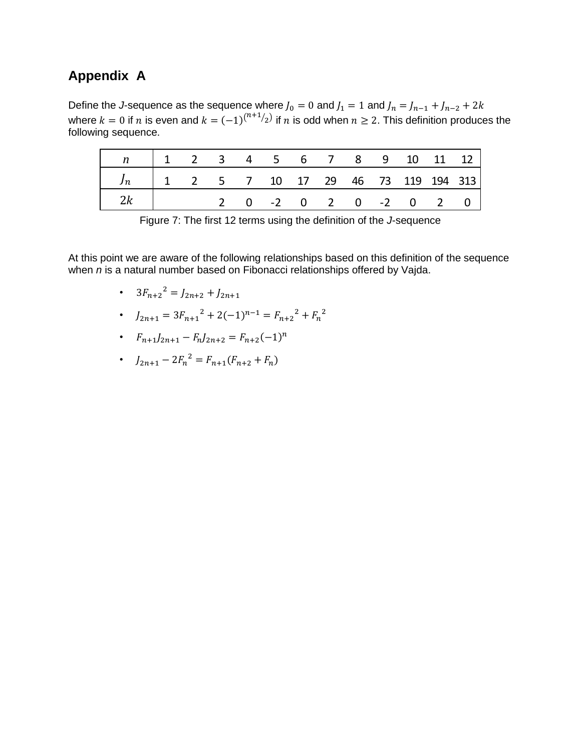## Appendix A

Define the *J*-sequence as the sequence where $J_0 = 0$ and $J_1 = 1$ and $J_n = J_{n-1} + J_{n-2} + 2k$ where $k = 0$ if $n$ is even and $k = (-1)^{\left(n+1/2\right)}$ if $n$ is odd when $n \geq 2$. This definition produces the following sequence.

| $n$ | 1 | 2 | 3 | 4 | 5 | 6 | 7 | 8 | 9 | 10 | 11 | 12 |
|---|---|---|---|---|---|---|---|---|---|---|---|---|
| $J_n$ | 1 | 2 | 5 | 7 | 10 | 17 | 29 | 46 | 73 | 119 | 194 | 313 |
| $2k$ | | | 2 | 0 | -2 | 0 | 2 | 0 | -2 | 0 | 2 | 0 |

Figure 7: The first 12 terms using the definition of the *J*-sequence

At this point we are aware of the following relationships based on this definition of the sequence when *n* is a natural number based on Fibonacci relationships offered by Vajda.

- $3{F_{n+2}}^2 = J_{2n+2} + J_{2n+1}$
- $J_{2n+1} = 3{F_{n+1}}^2 + 2(-1)^{n-1} = {F_{n+2}}^2 + {F_n}^2$
- $F_{n+1}J_{2n+1} - F_nJ_{2n+2} = F_{n+2}(-1)^n$
- $J_{2n+1} - 2{F_n}^2 = F_{n+1}(F_{n+2} + F_n)$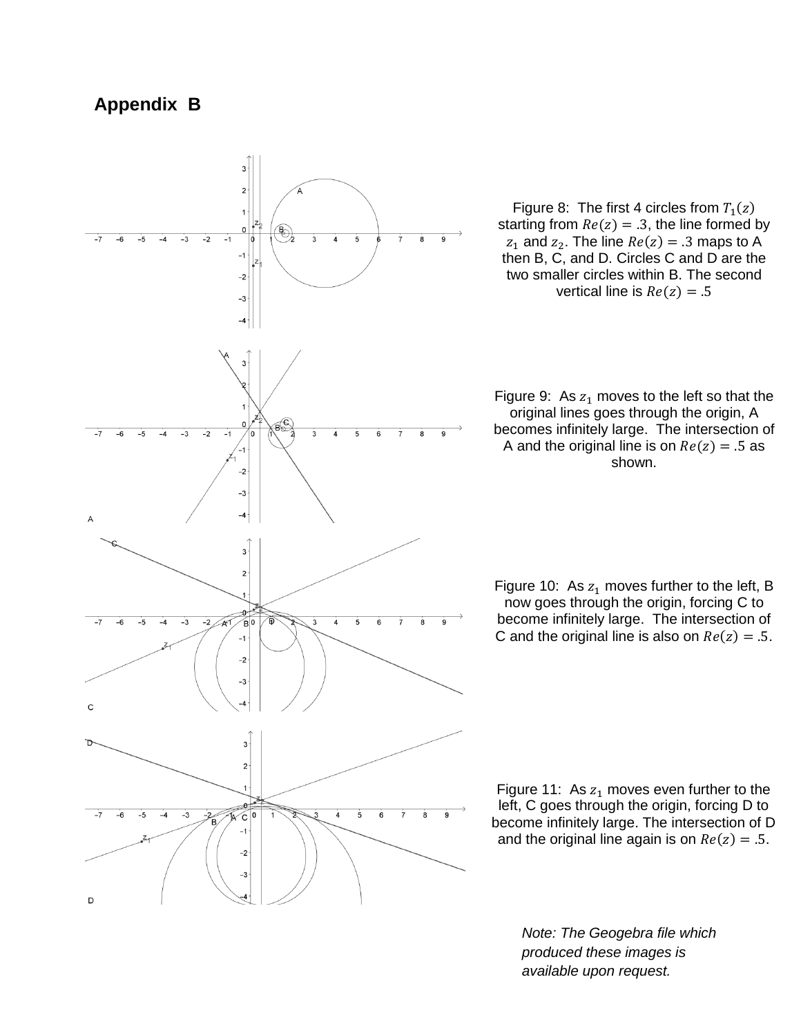# Appendix B

3
2
A
1
z2
0
B
-7 -6 -5 -4 -3 -2 -1 0 1 2 3 4 5 6 7 8 9
-1
z1
-2
-3
-4

Figure 8: The first 4 circles from $T_1(z)$ starting from $Re(z) = .3$, the line formed by $z_1$ and $z_2$. The line $Re(z) = .3$ maps to A then B, C, and D. Circles C and D are the two smaller circles within B. The second vertical line is $Re(z) = .5$

A
3
2
1
z2
C
0
B
-7 -6 -5 -4 -3 -2 -1 0 1 2 3 4 5 6 7 8 9
-1
z1
-2
-3
-4
A

Figure 9: As $z_1$ moves to the left so that the original lines goes through the origin, A becomes infinitely large. The intersection of A and the original line is on $Re(z) = .5$ as shown.

C
3
2
1
z2
0
-7 -6 -5 -4 -3 -2 A 1 B 0 D 2 3 4 5 6 7 8 9
-1
z1
-2
-3
-4
C

Figure 10: As $z_1$ moves further to the left, B now goes through the origin, forcing C to become infinitely large. The intersection of C and the original line is also on $Re(z) = .5$.

D
3
2
1
z2
0
-7 -6 -5 -4 -3 -2 B A C 0 1 2 3 4 5 6 7 8 9
-1
z1
-2
-3
-4
D

Figure 11: As $z_1$ moves even further to the left, C goes through the origin, forcing D to become infinitely large. The intersection of D and the original line again is on $Re(z) = .5$.

*Note: The Geogebra file which produced these images is available upon request.*